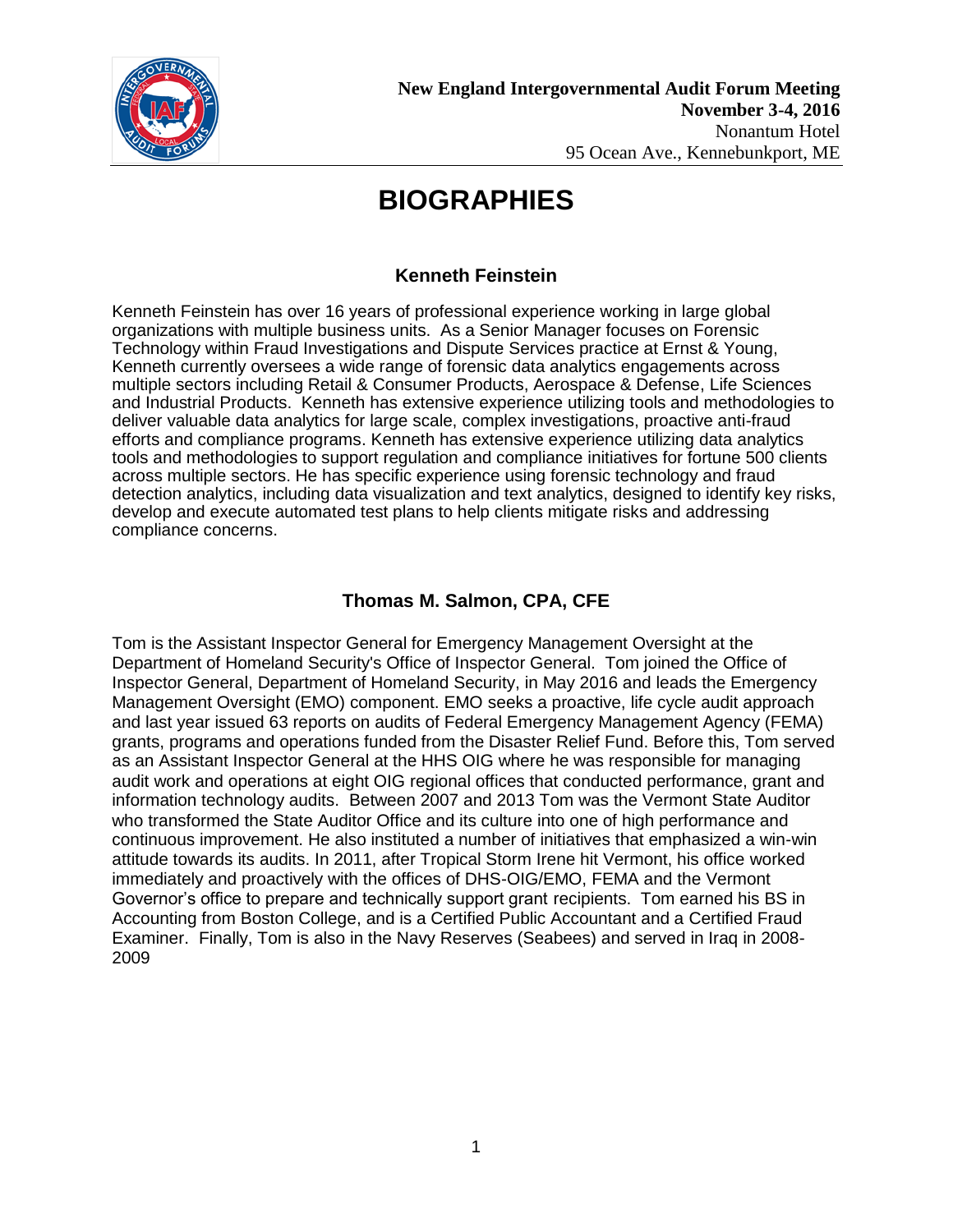**New England Intergovernmental Audit Forum Meeting**
**November 3-4, 2016**
Nonantum Hotel
95 Ocean Ave., Kennebunkport, ME

# BIOGRAPHIES

### Kenneth Feinstein

Kenneth Feinstein has over 16 years of professional experience working in large global organizations with multiple business units. As a Senior Manager focuses on Forensic Technology within Fraud Investigations and Dispute Services practice at Ernst & Young, Kenneth currently oversees a wide range of forensic data analytics engagements across multiple sectors including Retail & Consumer Products, Aerospace & Defense, Life Sciences and Industrial Products. Kenneth has extensive experience utilizing tools and methodologies to deliver valuable data analytics for large scale, complex investigations, proactive anti-fraud efforts and compliance programs. Kenneth has extensive experience utilizing data analytics tools and methodologies to support regulation and compliance initiatives for fortune 500 clients across multiple sectors. He has specific experience using forensic technology and fraud detection analytics, including data visualization and text analytics, designed to identify key risks, develop and execute automated test plans to help clients mitigate risks and addressing compliance concerns.

### Thomas M. Salmon, CPA, CFE

Tom is the Assistant Inspector General for Emergency Management Oversight at the Department of Homeland Security's Office of Inspector General. Tom joined the Office of Inspector General, Department of Homeland Security, in May 2016 and leads the Emergency Management Oversight (EMO) component. EMO seeks a proactive, life cycle audit approach and last year issued 63 reports on audits of Federal Emergency Management Agency (FEMA) grants, programs and operations funded from the Disaster Relief Fund. Before this, Tom served as an Assistant Inspector General at the HHS OIG where he was responsible for managing audit work and operations at eight OIG regional offices that conducted performance, grant and information technology audits. Between 2007 and 2013 Tom was the Vermont State Auditor who transformed the State Auditor Office and its culture into one of high performance and continuous improvement. He also instituted a number of initiatives that emphasized a win-win attitude towards its audits. In 2011, after Tropical Storm Irene hit Vermont, his office worked immediately and proactively with the offices of DHS-OIG/EMO, FEMA and the Vermont Governor's office to prepare and technically support grant recipients. Tom earned his BS in Accounting from Boston College, and is a Certified Public Accountant and a Certified Fraud Examiner. Finally, Tom is also in the Navy Reserves (Seabees) and served in Iraq in 2008-2009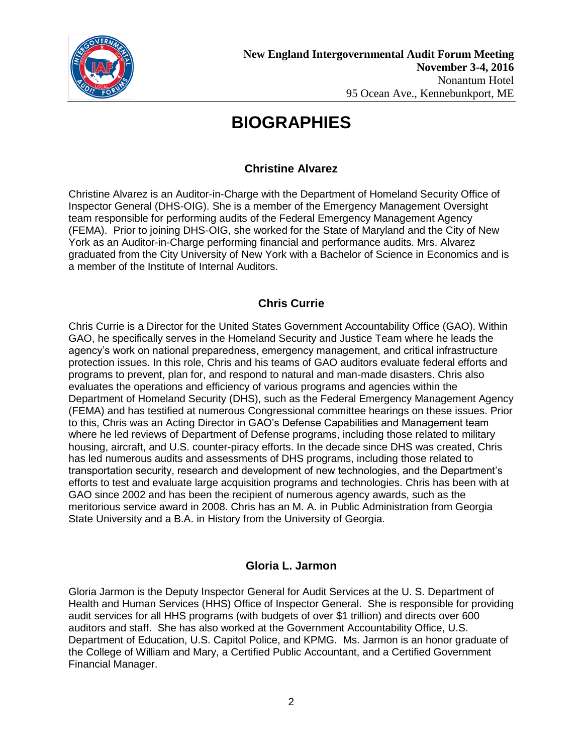# BIOGRAPHIES

## Christine Alvarez

Christine Alvarez is an Auditor-in-Charge with the Department of Homeland Security Office of Inspector General (DHS-OIG). She is a member of the Emergency Management Oversight team responsible for performing audits of the Federal Emergency Management Agency (FEMA). Prior to joining DHS-OIG, she worked for the State of Maryland and the City of New York as an Auditor-in-Charge performing financial and performance audits. Mrs. Alvarez graduated from the City University of New York with a Bachelor of Science in Economics and is a member of the Institute of Internal Auditors.

## Chris Currie

Chris Currie is a Director for the United States Government Accountability Office (GAO). Within GAO, he specifically serves in the Homeland Security and Justice Team where he leads the agency's work on national preparedness, emergency management, and critical infrastructure protection issues. In this role, Chris and his teams of GAO auditors evaluate federal efforts and programs to prevent, plan for, and respond to natural and man-made disasters. Chris also evaluates the operations and efficiency of various programs and agencies within the Department of Homeland Security (DHS), such as the Federal Emergency Management Agency (FEMA) and has testified at numerous Congressional committee hearings on these issues. Prior to this, Chris was an Acting Director in GAO's Defense Capabilities and Management team where he led reviews of Department of Defense programs, including those related to military housing, aircraft, and U.S. counter-piracy efforts. In the decade since DHS was created, Chris has led numerous audits and assessments of DHS programs, including those related to transportation security, research and development of new technologies, and the Department's efforts to test and evaluate large acquisition programs and technologies. Chris has been with at GAO since 2002 and has been the recipient of numerous agency awards, such as the meritorious service award in 2008. Chris has an M. A. in Public Administration from Georgia State University and a B.A. in History from the University of Georgia.

## Gloria L. Jarmon

Gloria Jarmon is the Deputy Inspector General for Audit Services at the U. S. Department of Health and Human Services (HHS) Office of Inspector General. She is responsible for providing audit services for all HHS programs (with budgets of over $1 trillion) and directs over 600 auditors and staff. She has also worked at the Government Accountability Office, U.S. Department of Education, U.S. Capitol Police, and KPMG. Ms. Jarmon is an honor graduate of the College of William and Mary, a Certified Public Accountant, and a Certified Government Financial Manager.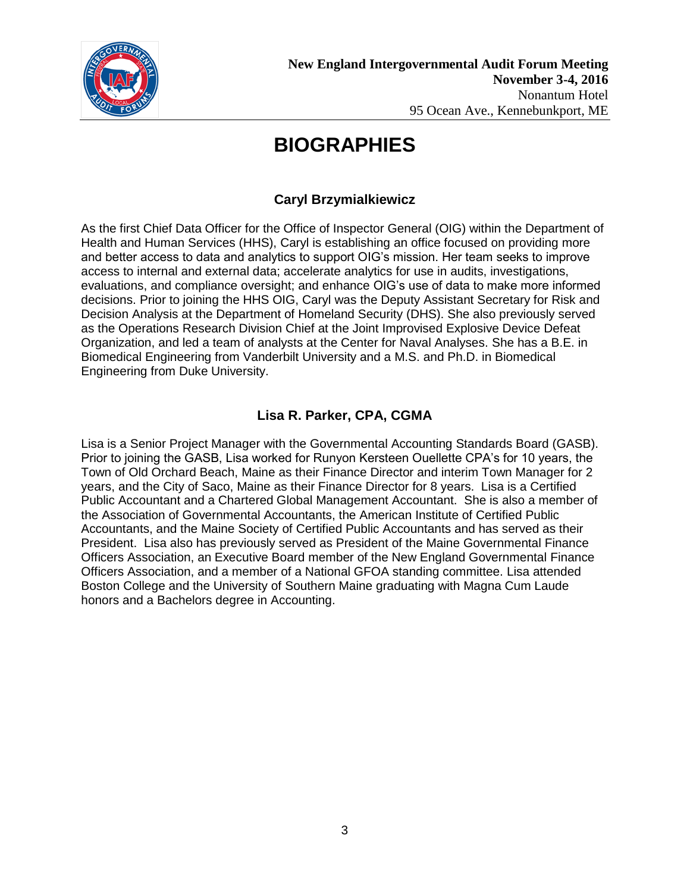# BIOGRAPHIES

## Caryl Brzymialkiewicz

As the first Chief Data Officer for the Office of Inspector General (OIG) within the Department of Health and Human Services (HHS), Caryl is establishing an office focused on providing more and better access to data and analytics to support OIG's mission. Her team seeks to improve access to internal and external data; accelerate analytics for use in audits, investigations, evaluations, and compliance oversight; and enhance OIG's use of data to make more informed decisions. Prior to joining the HHS OIG, Caryl was the Deputy Assistant Secretary for Risk and Decision Analysis at the Department of Homeland Security (DHS). She also previously served as the Operations Research Division Chief at the Joint Improvised Explosive Device Defeat Organization, and led a team of analysts at the Center for Naval Analyses. She has a B.E. in Biomedical Engineering from Vanderbilt University and a M.S. and Ph.D. in Biomedical Engineering from Duke University.

## Lisa R. Parker, CPA, CGMA

Lisa is a Senior Project Manager with the Governmental Accounting Standards Board (GASB). Prior to joining the GASB, Lisa worked for Runyon Kersteen Ouellette CPA's for 10 years, the Town of Old Orchard Beach, Maine as their Finance Director and interim Town Manager for 2 years, and the City of Saco, Maine as their Finance Director for 8 years. Lisa is a Certified Public Accountant and a Chartered Global Management Accountant. She is also a member of the Association of Governmental Accountants, the American Institute of Certified Public Accountants, and the Maine Society of Certified Public Accountants and has served as their President. Lisa also has previously served as President of the Maine Governmental Finance Officers Association, an Executive Board member of the New England Governmental Finance Officers Association, and a member of a National GFOA standing committee. Lisa attended Boston College and the University of Southern Maine graduating with Magna Cum Laude honors and a Bachelors degree in Accounting.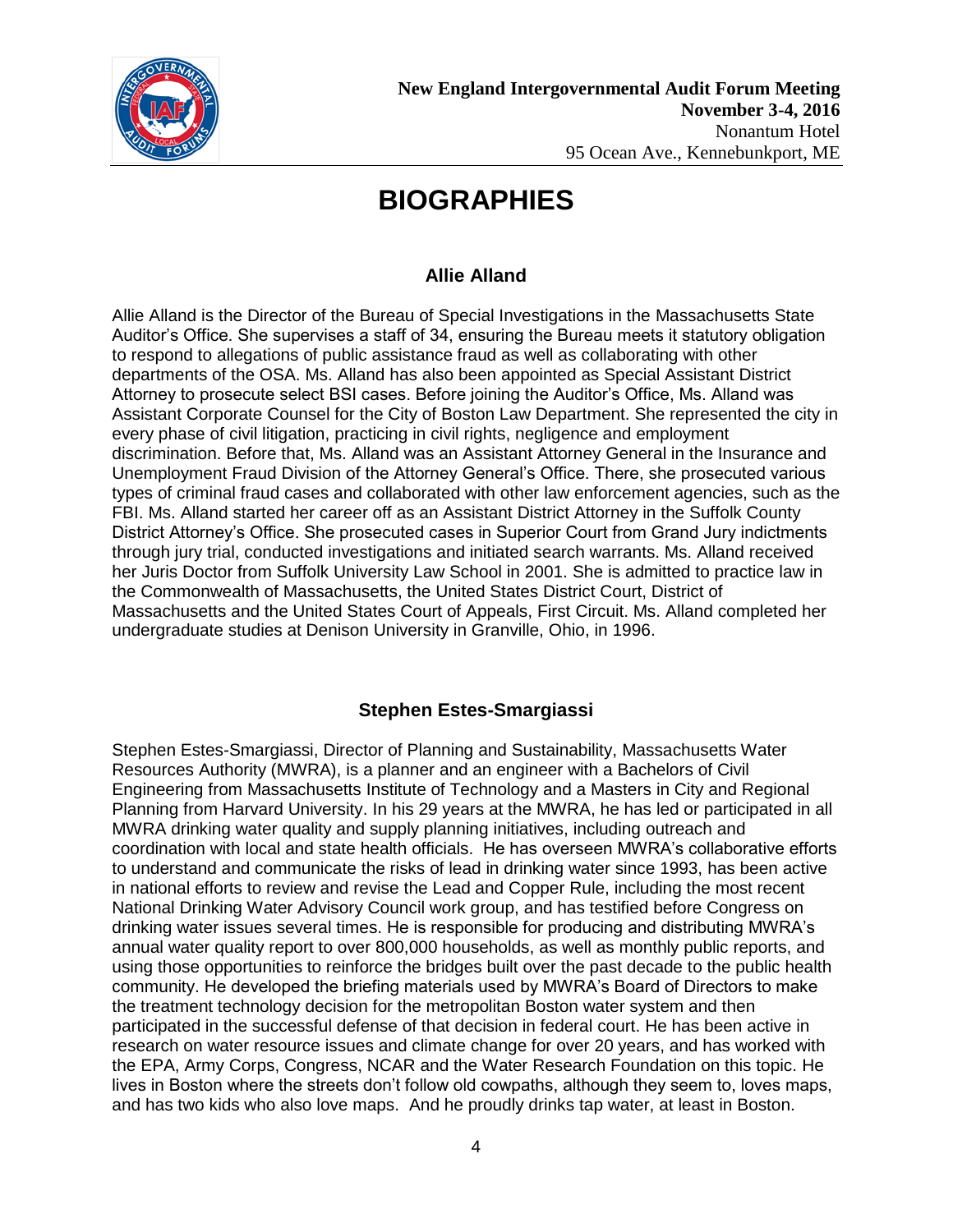# BIOGRAPHIES

## Allie Alland

Allie Alland is the Director of the Bureau of Special Investigations in the Massachusetts State Auditor's Office. She supervises a staff of 34, ensuring the Bureau meets it statutory obligation to respond to allegations of public assistance fraud as well as collaborating with other departments of the OSA. Ms. Alland has also been appointed as Special Assistant District Attorney to prosecute select BSI cases. Before joining the Auditor's Office, Ms. Alland was Assistant Corporate Counsel for the City of Boston Law Department. She represented the city in every phase of civil litigation, practicing in civil rights, negligence and employment discrimination. Before that, Ms. Alland was an Assistant Attorney General in the Insurance and Unemployment Fraud Division of the Attorney General's Office. There, she prosecuted various types of criminal fraud cases and collaborated with other law enforcement agencies, such as the FBI. Ms. Alland started her career off as an Assistant District Attorney in the Suffolk County District Attorney's Office. She prosecuted cases in Superior Court from Grand Jury indictments through jury trial, conducted investigations and initiated search warrants. Ms. Alland received her Juris Doctor from Suffolk University Law School in 2001. She is admitted to practice law in the Commonwealth of Massachusetts, the United States District Court, District of Massachusetts and the United States Court of Appeals, First Circuit. Ms. Alland completed her undergraduate studies at Denison University in Granville, Ohio, in 1996.

## Stephen Estes-Smargiassi

Stephen Estes-Smargiassi, Director of Planning and Sustainability, Massachusetts Water Resources Authority (MWRA), is a planner and an engineer with a Bachelors of Civil Engineering from Massachusetts Institute of Technology and a Masters in City and Regional Planning from Harvard University. In his 29 years at the MWRA, he has led or participated in all MWRA drinking water quality and supply planning initiatives, including outreach and coordination with local and state health officials. He has overseen MWRA's collaborative efforts to understand and communicate the risks of lead in drinking water since 1993, has been active in national efforts to review and revise the Lead and Copper Rule, including the most recent National Drinking Water Advisory Council work group, and has testified before Congress on drinking water issues several times. He is responsible for producing and distributing MWRA's annual water quality report to over 800,000 households, as well as monthly public reports, and using those opportunities to reinforce the bridges built over the past decade to the public health community. He developed the briefing materials used by MWRA's Board of Directors to make the treatment technology decision for the metropolitan Boston water system and then participated in the successful defense of that decision in federal court. He has been active in research on water resource issues and climate change for over 20 years, and has worked with the EPA, Army Corps, Congress, NCAR and the Water Research Foundation on this topic. He lives in Boston where the streets don't follow old cowpaths, although they seem to, loves maps, and has two kids who also love maps. And he proudly drinks tap water, at least in Boston.